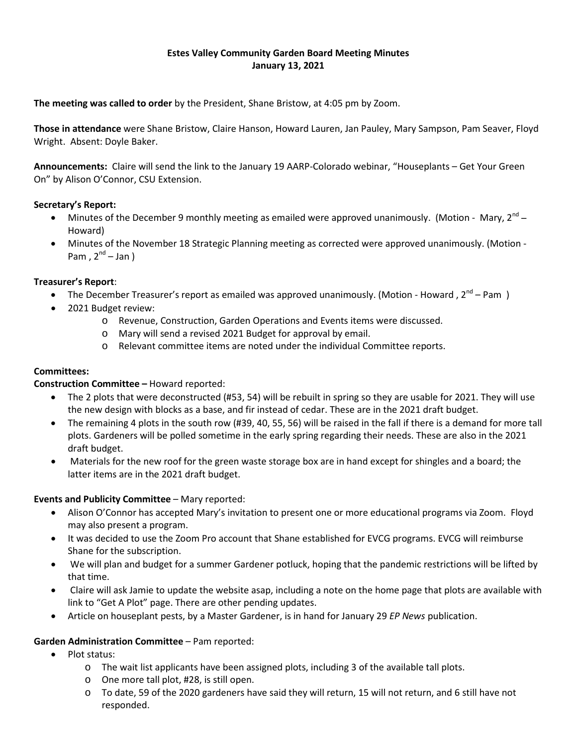# Estes Valley Community Garden Board Meeting Minutes
## January 13, 2021

**The meeting was called to order** by the President, Shane Bristow, at 4:05 pm by Zoom.

**Those in attendance** were Shane Bristow, Claire Hanson, Howard Lauren, Jan Pauley, Mary Sampson, Pam Seaver, Floyd Wright. Absent: Doyle Baker.

**Announcements:** Claire will send the link to the January 19 AARP-Colorado webinar, "Houseplants – Get Your Green On" by Alison O'Connor, CSU Extension.

**Secretary's Report:**

- Minutes of the December 9 monthly meeting as emailed were approved unanimously. (Motion - Mary, 2nd – Howard)
- Minutes of the November 18 Strategic Planning meeting as corrected were approved unanimously. (Motion - Pam , 2nd – Jan )

**Treasurer's Report**:

- The December Treasurer's report as emailed was approved unanimously. (Motion - Howard , 2nd – Pam )
- 2021 Budget review:
  - Revenue, Construction, Garden Operations and Events items were discussed.
  - Mary will send a revised 2021 Budget for approval by email.
  - Relevant committee items are noted under the individual Committee reports.

**Committees:**

**Construction Committee –** Howard reported:

- The 2 plots that were deconstructed (#53, 54) will be rebuilt in spring so they are usable for 2021. They will use the new design with blocks as a base, and fir instead of cedar. These are in the 2021 draft budget.
- The remaining 4 plots in the south row (#39, 40, 55, 56) will be raised in the fall if there is a demand for more tall plots. Gardeners will be polled sometime in the early spring regarding their needs. These are also in the 2021 draft budget.
- Materials for the new roof for the green waste storage box are in hand except for shingles and a board; the latter items are in the 2021 draft budget.

**Events and Publicity Committee** – Mary reported:

- Alison O'Connor has accepted Mary's invitation to present one or more educational programs via Zoom. Floyd may also present a program.
- It was decided to use the Zoom Pro account that Shane established for EVCG programs. EVCG will reimburse Shane for the subscription.
- We will plan and budget for a summer Gardener potluck, hoping that the pandemic restrictions will be lifted by that time.
- Claire will ask Jamie to update the website asap, including a note on the home page that plots are available with link to "Get A Plot" page. There are other pending updates.
- Article on houseplant pests, by a Master Gardener, is in hand for January 29 *EP News* publication.

**Garden Administration Committee** – Pam reported:

- Plot status:
  - The wait list applicants have been assigned plots, including 3 of the available tall plots.
  - One more tall plot, #28, is still open.
  - To date, 59 of the 2020 gardeners have said they will return, 15 will not return, and 6 still have not responded.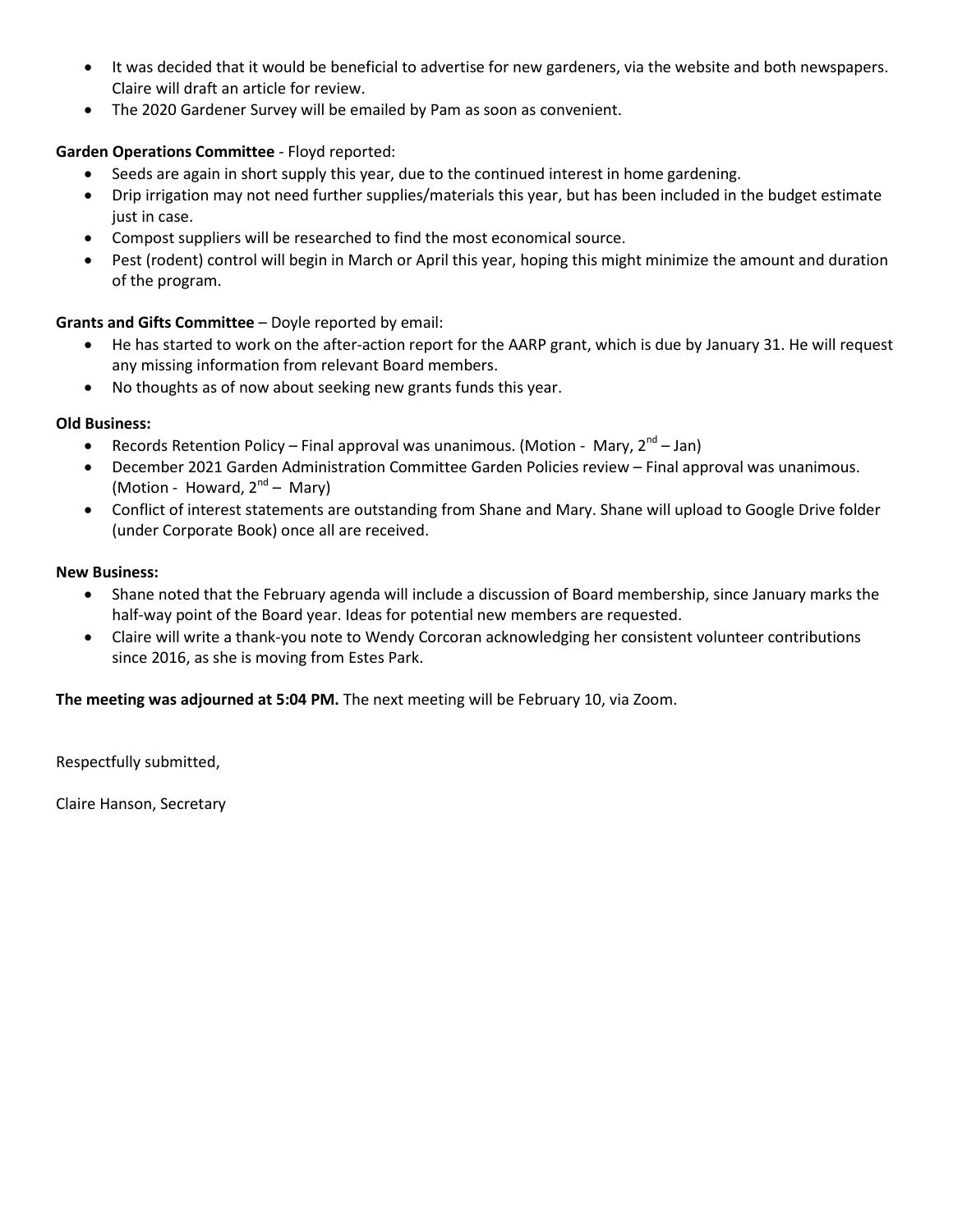- It was decided that it would be beneficial to advertise for new gardeners, via the website and both newspapers. Claire will draft an article for review.
- The 2020 Gardener Survey will be emailed by Pam as soon as convenient.

**Garden Operations Committee** - Floyd reported:

- Seeds are again in short supply this year, due to the continued interest in home gardening.
- Drip irrigation may not need further supplies/materials this year, but has been included in the budget estimate just in case.
- Compost suppliers will be researched to find the most economical source.
- Pest (rodent) control will begin in March or April this year, hoping this might minimize the amount and duration of the program.

**Grants and Gifts Committee** – Doyle reported by email:

- He has started to work on the after-action report for the AARP grant, which is due by January 31. He will request any missing information from relevant Board members.
- No thoughts as of now about seeking new grants funds this year.

**Old Business:**

- Records Retention Policy – Final approval was unanimous. (Motion - Mary, 2nd – Jan)
- December 2021 Garden Administration Committee Garden Policies review – Final approval was unanimous. (Motion - Howard, 2nd – Mary)
- Conflict of interest statements are outstanding from Shane and Mary. Shane will upload to Google Drive folder (under Corporate Book) once all are received.

**New Business:**

- Shane noted that the February agenda will include a discussion of Board membership, since January marks the half-way point of the Board year. Ideas for potential new members are requested.
- Claire will write a thank-you note to Wendy Corcoran acknowledging her consistent volunteer contributions since 2016, as she is moving from Estes Park.

**The meeting was adjourned at 5:04 PM.** The next meeting will be February 10, via Zoom.

Respectfully submitted,

Claire Hanson, Secretary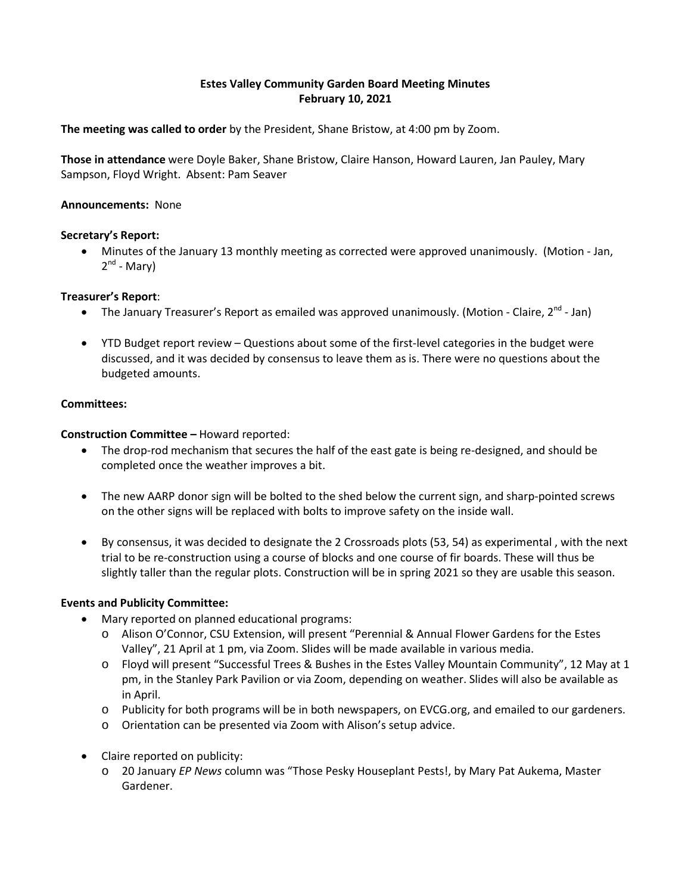**Estes Valley Community Garden Board Meeting Minutes**
**February 10, 2021**

**The meeting was called to order** by the President, Shane Bristow, at 4:00 pm by Zoom.

**Those in attendance** were Doyle Baker, Shane Bristow, Claire Hanson, Howard Lauren, Jan Pauley, Mary Sampson, Floyd Wright. Absent: Pam Seaver

**Announcements:** None

**Secretary's Report:**

- Minutes of the January 13 monthly meeting as corrected were approved unanimously. (Motion - Jan, 2nd - Mary)

**Treasurer's Report**:

- The January Treasurer's Report as emailed was approved unanimously. (Motion - Claire, 2nd - Jan)
- YTD Budget report review – Questions about some of the first-level categories in the budget were discussed, and it was decided by consensus to leave them as is. There were no questions about the budgeted amounts.

**Committees:**

**Construction Committee –** Howard reported:

- The drop-rod mechanism that secures the half of the east gate is being re-designed, and should be completed once the weather improves a bit.
- The new AARP donor sign will be bolted to the shed below the current sign, and sharp-pointed screws on the other signs will be replaced with bolts to improve safety on the inside wall.
- By consensus, it was decided to designate the 2 Crossroads plots (53, 54) as experimental , with the next trial to be re-construction using a course of blocks and one course of fir boards. These will thus be slightly taller than the regular plots. Construction will be in spring 2021 so they are usable this season.

**Events and Publicity Committee:**

- Mary reported on planned educational programs:
  - Alison O'Connor, CSU Extension, will present "Perennial & Annual Flower Gardens for the Estes Valley", 21 April at 1 pm, via Zoom. Slides will be made available in various media.
  - Floyd will present "Successful Trees & Bushes in the Estes Valley Mountain Community", 12 May at 1 pm, in the Stanley Park Pavilion or via Zoom, depending on weather. Slides will also be available as in April.
  - Publicity for both programs will be in both newspapers, on EVCG.org, and emailed to our gardeners.
  - Orientation can be presented via Zoom with Alison's setup advice.
- Claire reported on publicity:
  - 20 January *EP News* column was "Those Pesky Houseplant Pests!, by Mary Pat Aukema, Master Gardener.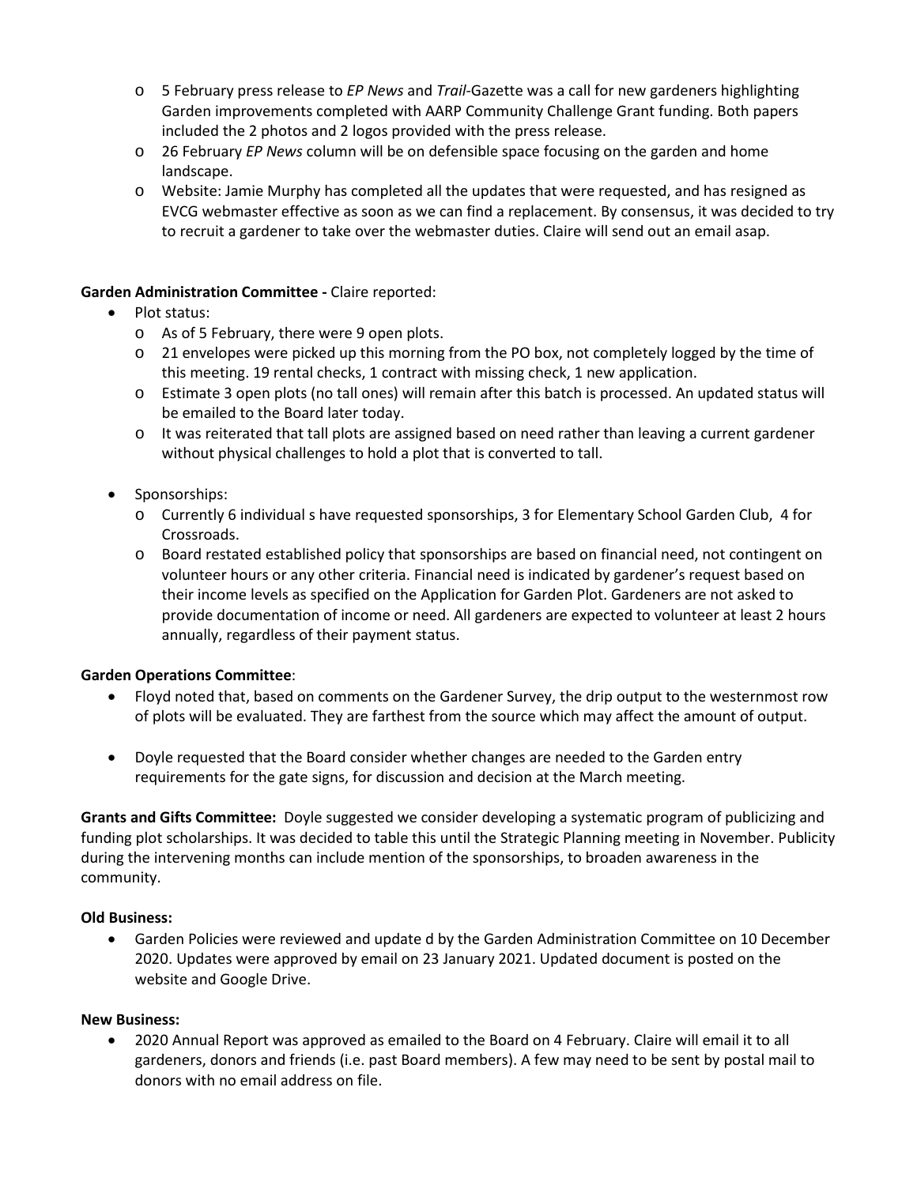- 5 February press release to *EP News* and *Trail*-Gazette was a call for new gardeners highlighting Garden improvements completed with AARP Community Challenge Grant funding. Both papers included the 2 photos and 2 logos provided with the press release.
- 26 February *EP News* column will be on defensible space focusing on the garden and home landscape.
- Website: Jamie Murphy has completed all the updates that were requested, and has resigned as EVCG webmaster effective as soon as we can find a replacement. By consensus, it was decided to try to recruit a gardener to take over the webmaster duties. Claire will send out an email asap.

**Garden Administration Committee -** Claire reported:

- Plot status:
  - As of 5 February, there were 9 open plots.
  - 21 envelopes were picked up this morning from the PO box, not completely logged by the time of this meeting. 19 rental checks, 1 contract with missing check, 1 new application.
  - Estimate 3 open plots (no tall ones) will remain after this batch is processed. An updated status will be emailed to the Board later today.
  - It was reiterated that tall plots are assigned based on need rather than leaving a current gardener without physical challenges to hold a plot that is converted to tall.
- Sponsorships:
  - Currently 6 individual s have requested sponsorships, 3 for Elementary School Garden Club, 4 for Crossroads.
  - Board restated established policy that sponsorships are based on financial need, not contingent on volunteer hours or any other criteria. Financial need is indicated by gardener's request based on their income levels as specified on the Application for Garden Plot. Gardeners are not asked to provide documentation of income or need. All gardeners are expected to volunteer at least 2 hours annually, regardless of their payment status.

**Garden Operations Committee**:

- Floyd noted that, based on comments on the Gardener Survey, the drip output to the westernmost row of plots will be evaluated. They are farthest from the source which may affect the amount of output.
- Doyle requested that the Board consider whether changes are needed to the Garden entry requirements for the gate signs, for discussion and decision at the March meeting.

**Grants and Gifts Committee:** Doyle suggested we consider developing a systematic program of publicizing and funding plot scholarships. It was decided to table this until the Strategic Planning meeting in November. Publicity during the intervening months can include mention of the sponsorships, to broaden awareness in the community.

**Old Business:**

- Garden Policies were reviewed and update d by the Garden Administration Committee on 10 December 2020. Updates were approved by email on 23 January 2021. Updated document is posted on the website and Google Drive.

**New Business:**

- 2020 Annual Report was approved as emailed to the Board on 4 February. Claire will email it to all gardeners, donors and friends (i.e. past Board members). A few may need to be sent by postal mail to donors with no email address on file.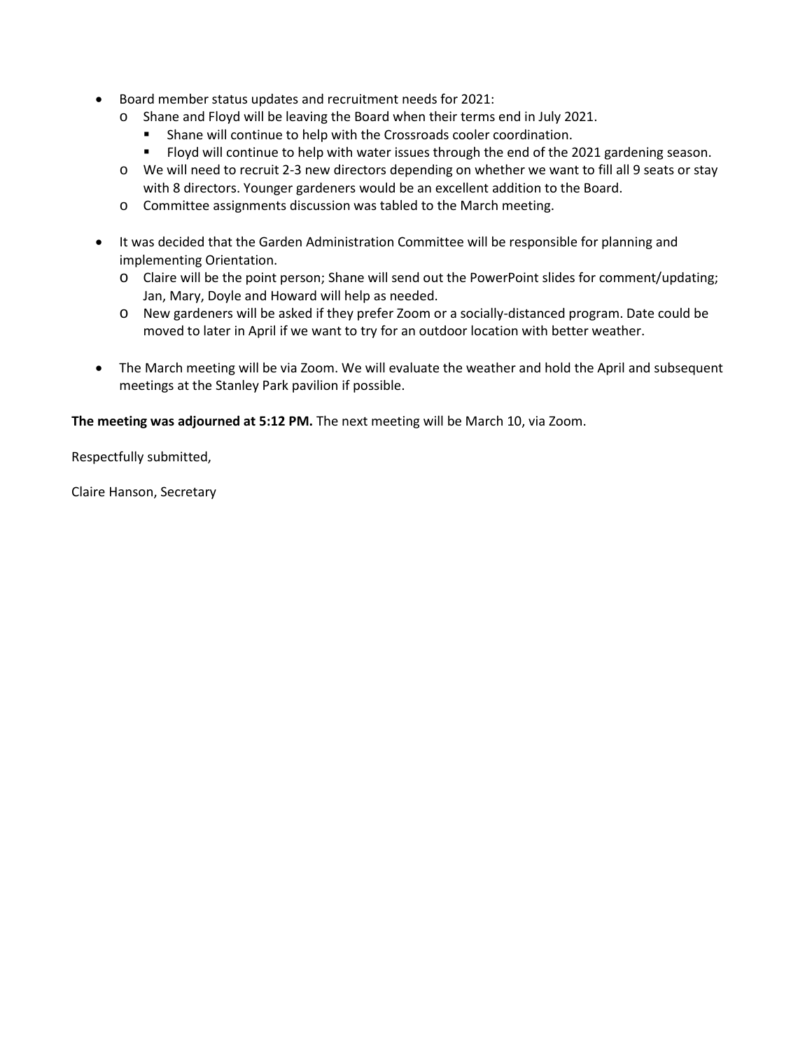- Board member status updates and recruitment needs for 2021:
  - Shane and Floyd will be leaving the Board when their terms end in July 2021.
    - Shane will continue to help with the Crossroads cooler coordination.
    - Floyd will continue to help with water issues through the end of the 2021 gardening season.
  - We will need to recruit 2-3 new directors depending on whether we want to fill all 9 seats or stay with 8 directors. Younger gardeners would be an excellent addition to the Board.
  - Committee assignments discussion was tabled to the March meeting.

- It was decided that the Garden Administration Committee will be responsible for planning and implementing Orientation.
  - Claire will be the point person; Shane will send out the PowerPoint slides for comment/updating; Jan, Mary, Doyle and Howard will help as needed.
  - New gardeners will be asked if they prefer Zoom or a socially-distanced program. Date could be moved to later in April if we want to try for an outdoor location with better weather.

- The March meeting will be via Zoom. We will evaluate the weather and hold the April and subsequent meetings at the Stanley Park pavilion if possible.

**The meeting was adjourned at 5:12 PM.** The next meeting will be March 10, via Zoom.

Respectfully submitted,

Claire Hanson, Secretary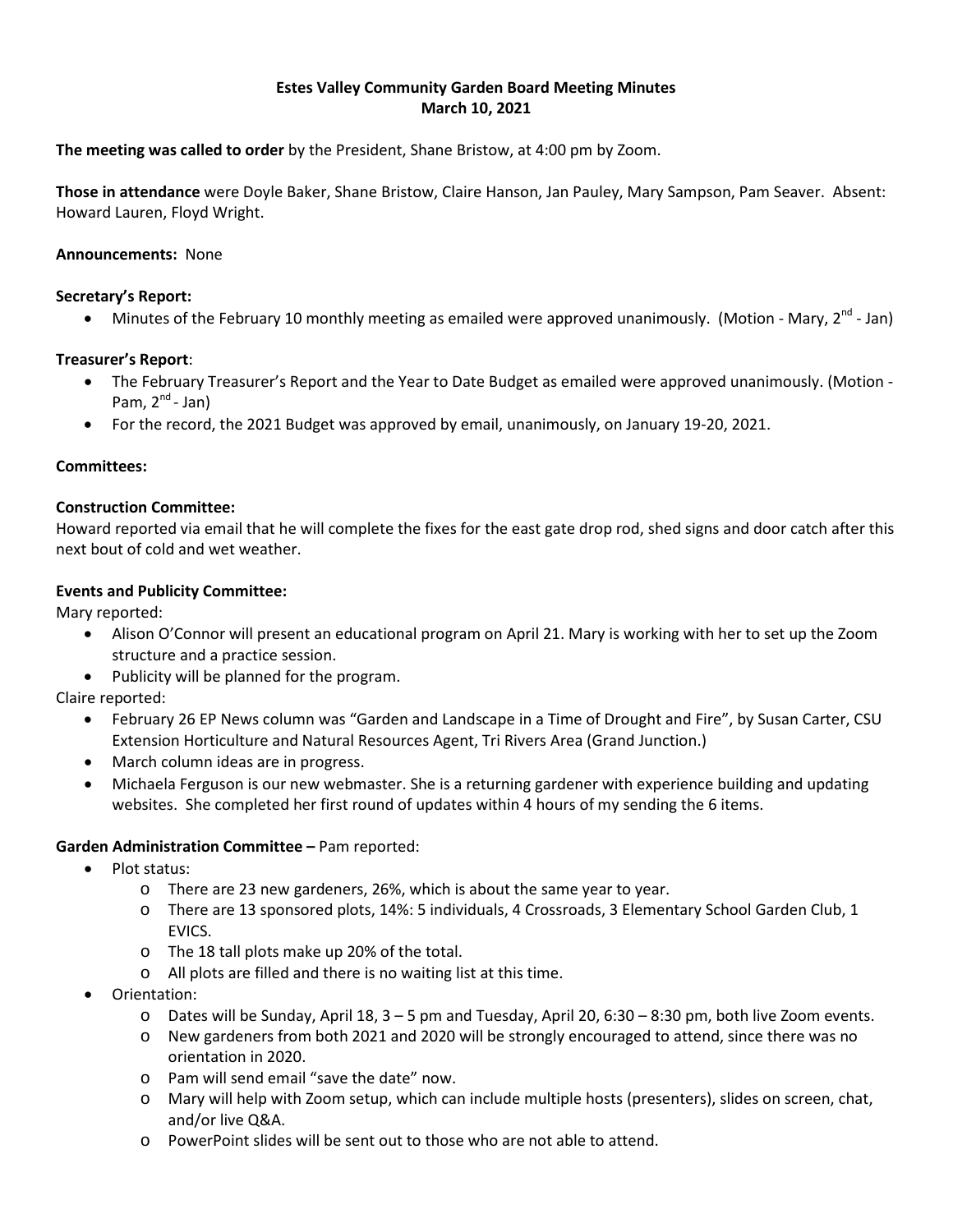**Estes Valley Community Garden Board Meeting Minutes**
**March 10, 2021**

**The meeting was called to order** by the President, Shane Bristow, at 4:00 pm by Zoom.

**Those in attendance** were Doyle Baker, Shane Bristow, Claire Hanson, Jan Pauley, Mary Sampson, Pam Seaver. Absent: Howard Lauren, Floyd Wright.

**Announcements:** None

**Secretary's Report:**

- Minutes of the February 10 monthly meeting as emailed were approved unanimously. (Motion - Mary, 2nd - Jan)

**Treasurer's Report**:

- The February Treasurer's Report and the Year to Date Budget as emailed were approved unanimously. (Motion - Pam, 2nd - Jan)
- For the record, the 2021 Budget was approved by email, unanimously, on January 19-20, 2021.

**Committees:**

**Construction Committee:**
Howard reported via email that he will complete the fixes for the east gate drop rod, shed signs and door catch after this next bout of cold and wet weather.

**Events and Publicity Committee:**
Mary reported:

- Alison O'Connor will present an educational program on April 21. Mary is working with her to set up the Zoom structure and a practice session.
- Publicity will be planned for the program.

Claire reported:

- February 26 EP News column was "Garden and Landscape in a Time of Drought and Fire", by Susan Carter, CSU Extension Horticulture and Natural Resources Agent, Tri Rivers Area (Grand Junction.)
- March column ideas are in progress.
- Michaela Ferguson is our new webmaster. She is a returning gardener with experience building and updating websites. She completed her first round of updates within 4 hours of my sending the 6 items.

**Garden Administration Committee –** Pam reported:

- Plot status:
  - There are 23 new gardeners, 26%, which is about the same year to year.
  - There are 13 sponsored plots, 14%: 5 individuals, 4 Crossroads, 3 Elementary School Garden Club, 1 EVICS.
  - The 18 tall plots make up 20% of the total.
  - All plots are filled and there is no waiting list at this time.
- Orientation:
  - Dates will be Sunday, April 18, 3 – 5 pm and Tuesday, April 20, 6:30 – 8:30 pm, both live Zoom events.
  - New gardeners from both 2021 and 2020 will be strongly encouraged to attend, since there was no orientation in 2020.
  - Pam will send email "save the date" now.
  - Mary will help with Zoom setup, which can include multiple hosts (presenters), slides on screen, chat, and/or live Q&A.
  - PowerPoint slides will be sent out to those who are not able to attend.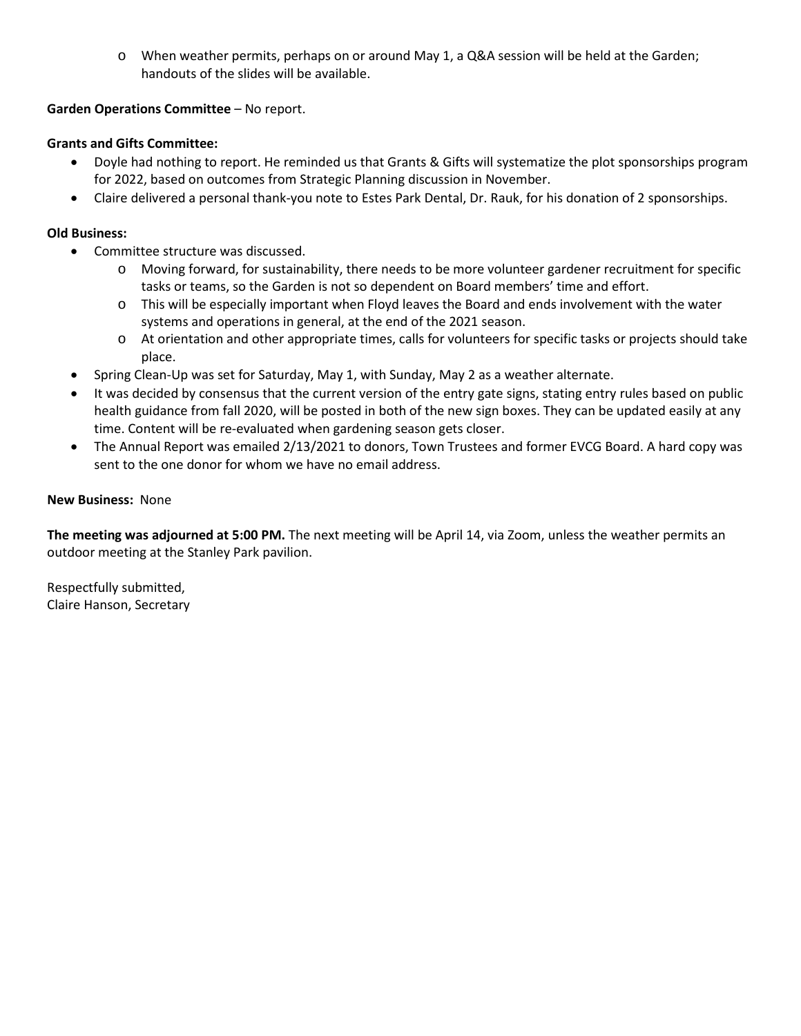- When weather permits, perhaps on or around May 1, a Q&A session will be held at the Garden; handouts of the slides will be available.

**Garden Operations Committee** – No report.

**Grants and Gifts Committee:**

- Doyle had nothing to report. He reminded us that Grants & Gifts will systematize the plot sponsorships program for 2022, based on outcomes from Strategic Planning discussion in November.
- Claire delivered a personal thank-you note to Estes Park Dental, Dr. Rauk, for his donation of 2 sponsorships.

**Old Business:**

- Committee structure was discussed.
  - Moving forward, for sustainability, there needs to be more volunteer gardener recruitment for specific tasks or teams, so the Garden is not so dependent on Board members' time and effort.
  - This will be especially important when Floyd leaves the Board and ends involvement with the water systems and operations in general, at the end of the 2021 season.
  - At orientation and other appropriate times, calls for volunteers for specific tasks or projects should take place.
- Spring Clean-Up was set for Saturday, May 1, with Sunday, May 2 as a weather alternate.
- It was decided by consensus that the current version of the entry gate signs, stating entry rules based on public health guidance from fall 2020, will be posted in both of the new sign boxes. They can be updated easily at any time. Content will be re-evaluated when gardening season gets closer.
- The Annual Report was emailed 2/13/2021 to donors, Town Trustees and former EVCG Board. A hard copy was sent to the one donor for whom we have no email address.

**New Business:** None

**The meeting was adjourned at 5:00 PM.** The next meeting will be April 14, via Zoom, unless the weather permits an outdoor meeting at the Stanley Park pavilion.

Respectfully submitted,
Claire Hanson, Secretary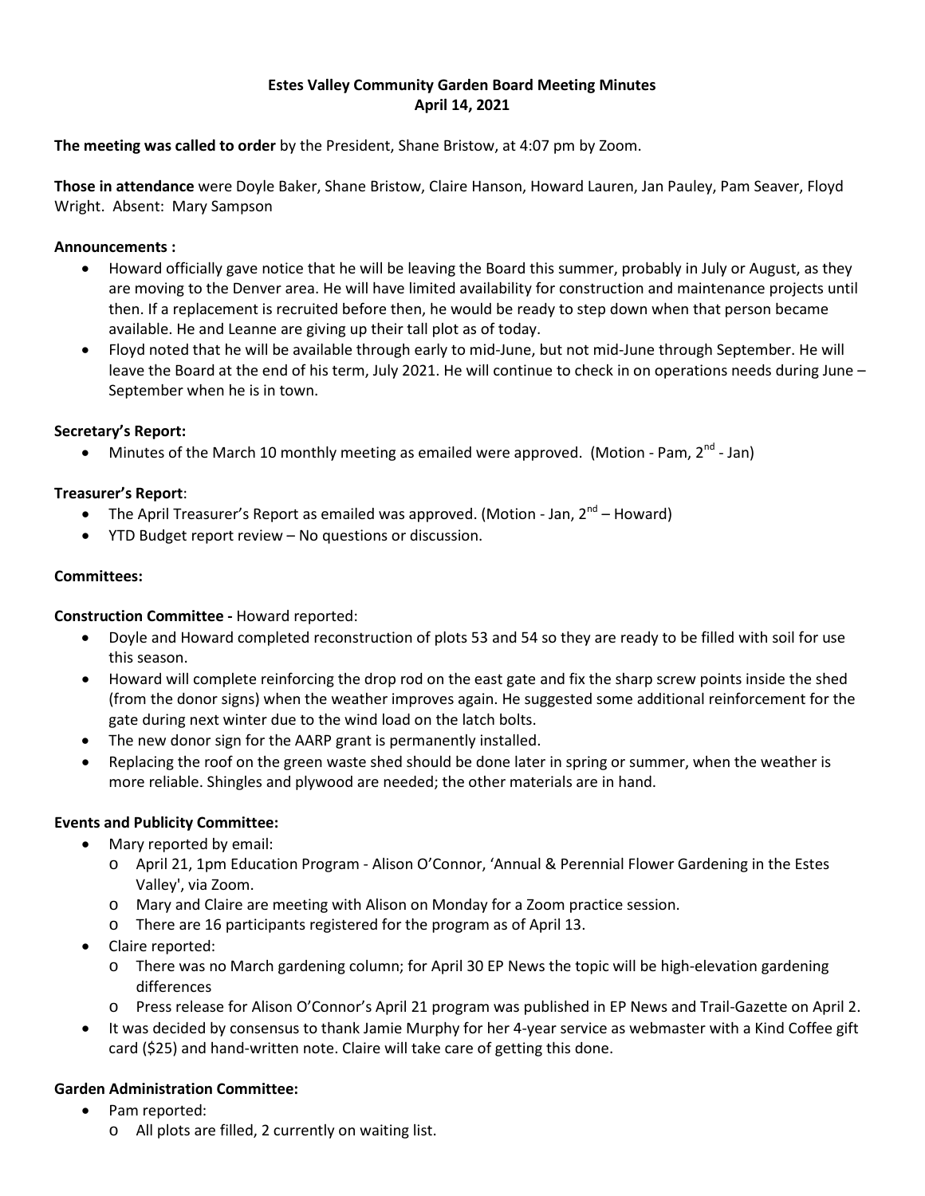**Estes Valley Community Garden Board Meeting Minutes**
**April 14, 2021**

**The meeting was called to order** by the President, Shane Bristow, at 4:07 pm by Zoom.

**Those in attendance** were Doyle Baker, Shane Bristow, Claire Hanson, Howard Lauren, Jan Pauley, Pam Seaver, Floyd Wright. Absent: Mary Sampson

**Announcements :**

- Howard officially gave notice that he will be leaving the Board this summer, probably in July or August, as they are moving to the Denver area. He will have limited availability for construction and maintenance projects until then. If a replacement is recruited before then, he would be ready to step down when that person became available. He and Leanne are giving up their tall plot as of today.
- Floyd noted that he will be available through early to mid-June, but not mid-June through September. He will leave the Board at the end of his term, July 2021. He will continue to check in on operations needs during June – September when he is in town.

**Secretary's Report:**

- Minutes of the March 10 monthly meeting as emailed were approved. (Motion - Pam, 2nd - Jan)

**Treasurer's Report**:

- The April Treasurer's Report as emailed was approved. (Motion - Jan, 2nd – Howard)
- YTD Budget report review – No questions or discussion.

**Committees:**

**Construction Committee -** Howard reported:

- Doyle and Howard completed reconstruction of plots 53 and 54 so they are ready to be filled with soil for use this season.
- Howard will complete reinforcing the drop rod on the east gate and fix the sharp screw points inside the shed (from the donor signs) when the weather improves again. He suggested some additional reinforcement for the gate during next winter due to the wind load on the latch bolts.
- The new donor sign for the AARP grant is permanently installed.
- Replacing the roof on the green waste shed should be done later in spring or summer, when the weather is more reliable. Shingles and plywood are needed; the other materials are in hand.

**Events and Publicity Committee:**

- Mary reported by email:
  - April 21, 1pm Education Program - Alison O'Connor, 'Annual & Perennial Flower Gardening in the Estes Valley', via Zoom.
  - Mary and Claire are meeting with Alison on Monday for a Zoom practice session.
  - There are 16 participants registered for the program as of April 13.
- Claire reported:
  - There was no March gardening column; for April 30 EP News the topic will be high-elevation gardening differences
  - Press release for Alison O'Connor's April 21 program was published in EP News and Trail-Gazette on April 2.
- It was decided by consensus to thank Jamie Murphy for her 4-year service as webmaster with a Kind Coffee gift card ($25) and hand-written note. Claire will take care of getting this done.

**Garden Administration Committee:**

- Pam reported:
  - All plots are filled, 2 currently on waiting list.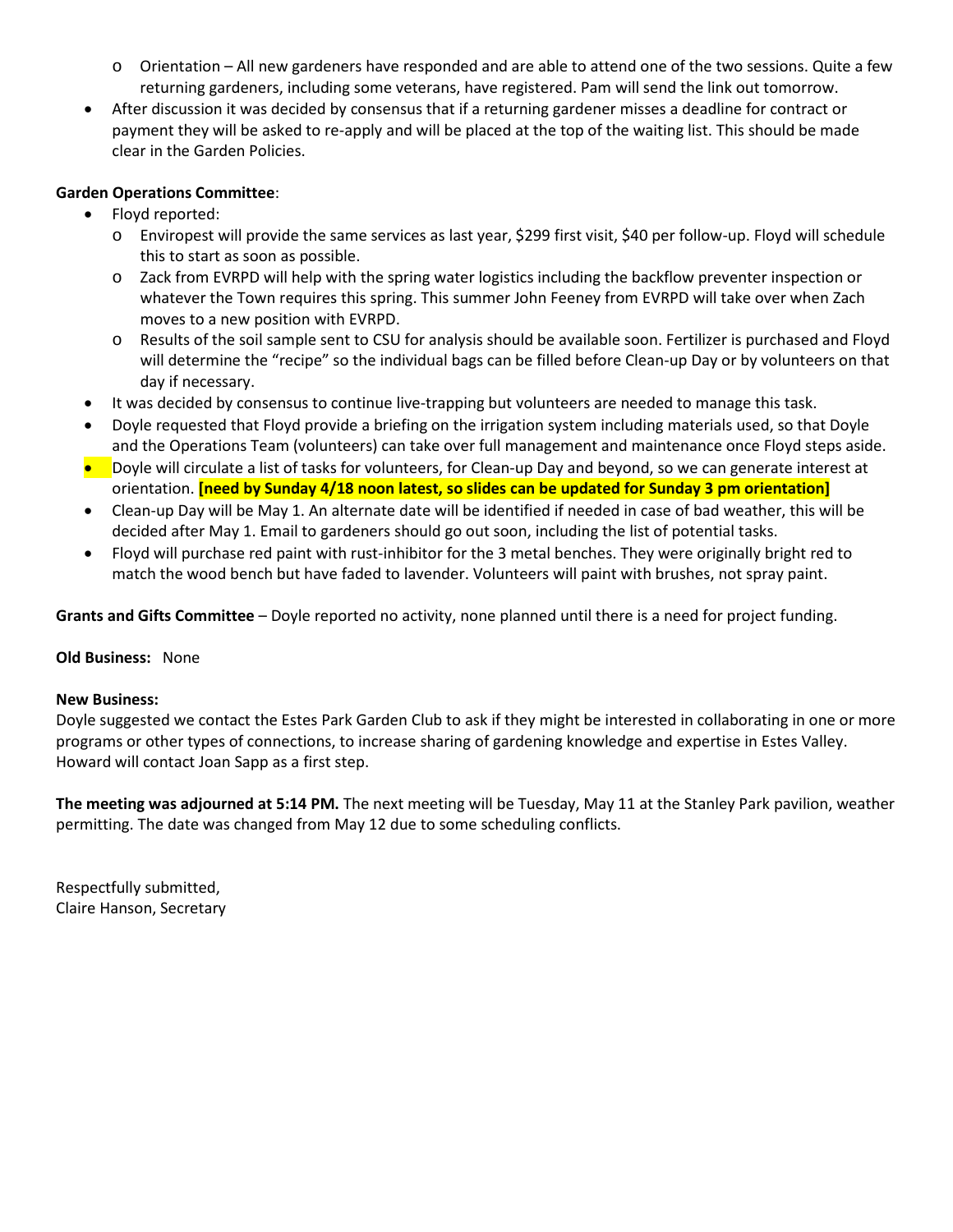- Orientation – All new gardeners have responded and are able to attend one of the two sessions. Quite a few returning gardeners, including some veterans, have registered. Pam will send the link out tomorrow.
- After discussion it was decided by consensus that if a returning gardener misses a deadline for contract or payment they will be asked to re-apply and will be placed at the top of the waiting list. This should be made clear in the Garden Policies.

**Garden Operations Committee**:

- Floyd reported:
    - Enviropest will provide the same services as last year, $299 first visit, $40 per follow-up. Floyd will schedule this to start as soon as possible.
    - Zack from EVRPD will help with the spring water logistics including the backflow preventer inspection or whatever the Town requires this spring. This summer John Feeney from EVRPD will take over when Zach moves to a new position with EVRPD.
    - Results of the soil sample sent to CSU for analysis should be available soon. Fertilizer is purchased and Floyd will determine the "recipe" so the individual bags can be filled before Clean-up Day or by volunteers on that day if necessary.
- It was decided by consensus to continue live-trapping but volunteers are needed to manage this task.
- Doyle requested that Floyd provide a briefing on the irrigation system including materials used, so that Doyle and the Operations Team (volunteers) can take over full management and maintenance once Floyd steps aside.
- Doyle will circulate a list of tasks for volunteers, for Clean-up Day and beyond, so we can generate interest at orientation. **[need by Sunday 4/18 noon latest, so slides can be updated for Sunday 3 pm orientation]**
- Clean-up Day will be May 1. An alternate date will be identified if needed in case of bad weather, this will be decided after May 1. Email to gardeners should go out soon, including the list of potential tasks.
- Floyd will purchase red paint with rust-inhibitor for the 3 metal benches. They were originally bright red to match the wood bench but have faded to lavender. Volunteers will paint with brushes, not spray paint.

**Grants and Gifts Committee** – Doyle reported no activity, none planned until there is a need for project funding.

**Old Business:** None

**New Business:**
Doyle suggested we contact the Estes Park Garden Club to ask if they might be interested in collaborating in one or more programs or other types of connections, to increase sharing of gardening knowledge and expertise in Estes Valley. Howard will contact Joan Sapp as a first step.

**The meeting was adjourned at 5:14 PM.** The next meeting will be Tuesday, May 11 at the Stanley Park pavilion, weather permitting. The date was changed from May 12 due to some scheduling conflicts.

Respectfully submitted,
Claire Hanson, Secretary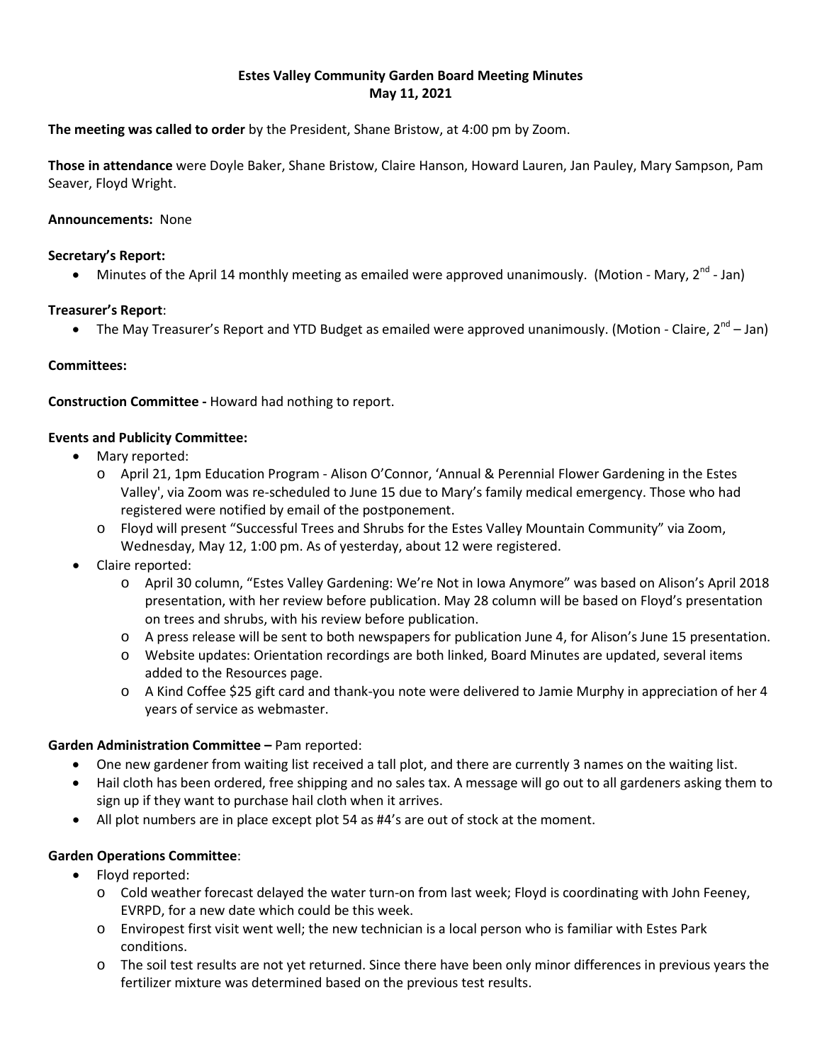**Estes Valley Community Garden Board Meeting Minutes**
**May 11, 2021**

**The meeting was called to order** by the President, Shane Bristow, at 4:00 pm by Zoom.

**Those in attendance** were Doyle Baker, Shane Bristow, Claire Hanson, Howard Lauren, Jan Pauley, Mary Sampson, Pam Seaver, Floyd Wright.

**Announcements:** None

**Secretary's Report:**

- Minutes of the April 14 monthly meeting as emailed were approved unanimously. (Motion - Mary, 2nd - Jan)

**Treasurer's Report**:

- The May Treasurer's Report and YTD Budget as emailed were approved unanimously. (Motion - Claire, 2nd – Jan)

**Committees:**

**Construction Committee -** Howard had nothing to report.

**Events and Publicity Committee:**

- Mary reported:
  - April 21, 1pm Education Program - Alison O'Connor, 'Annual & Perennial Flower Gardening in the Estes Valley', via Zoom was re-scheduled to June 15 due to Mary's family medical emergency. Those who had registered were notified by email of the postponement.
  - Floyd will present "Successful Trees and Shrubs for the Estes Valley Mountain Community" via Zoom, Wednesday, May 12, 1:00 pm. As of yesterday, about 12 were registered.
- Claire reported:
  - April 30 column, "Estes Valley Gardening: We're Not in Iowa Anymore" was based on Alison's April 2018 presentation, with her review before publication. May 28 column will be based on Floyd's presentation on trees and shrubs, with his review before publication.
  - A press release will be sent to both newspapers for publication June 4, for Alison's June 15 presentation.
  - Website updates: Orientation recordings are both linked, Board Minutes are updated, several items added to the Resources page.
  - A Kind Coffee $25 gift card and thank-you note were delivered to Jamie Murphy in appreciation of her 4 years of service as webmaster.

**Garden Administration Committee –** Pam reported:

- One new gardener from waiting list received a tall plot, and there are currently 3 names on the waiting list.
- Hail cloth has been ordered, free shipping and no sales tax. A message will go out to all gardeners asking them to sign up if they want to purchase hail cloth when it arrives.
- All plot numbers are in place except plot 54 as #4's are out of stock at the moment.

**Garden Operations Committee**:

- Floyd reported:
  - Cold weather forecast delayed the water turn-on from last week; Floyd is coordinating with John Feeney, EVRPD, for a new date which could be this week.
  - Enviropest first visit went well; the new technician is a local person who is familiar with Estes Park conditions.
  - The soil test results are not yet returned. Since there have been only minor differences in previous years the fertilizer mixture was determined based on the previous test results.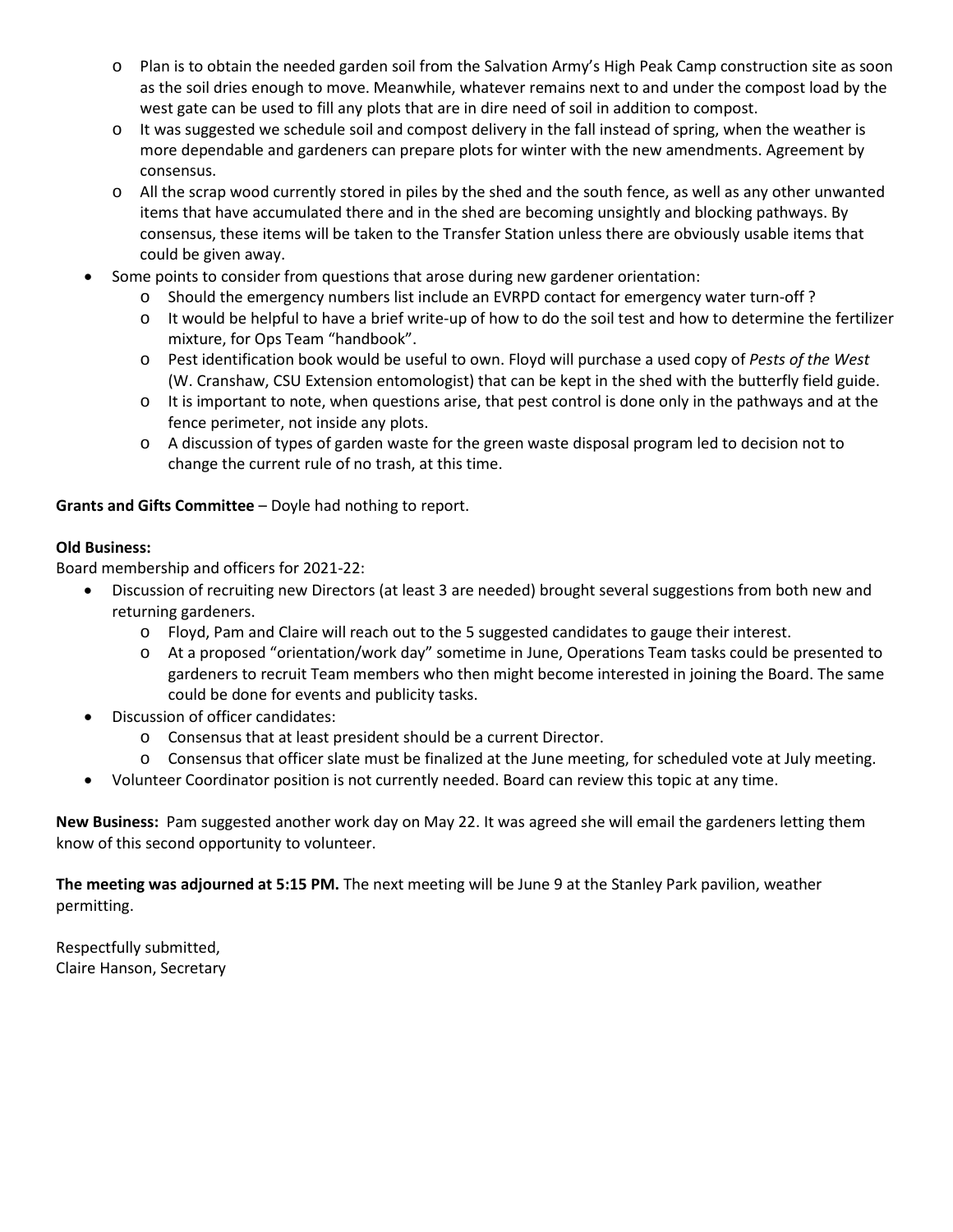- Plan is to obtain the needed garden soil from the Salvation Army's High Peak Camp construction site as soon as the soil dries enough to move. Meanwhile, whatever remains next to and under the compost load by the west gate can be used to fill any plots that are in dire need of soil in addition to compost.
  - It was suggested we schedule soil and compost delivery in the fall instead of spring, when the weather is more dependable and gardeners can prepare plots for winter with the new amendments. Agreement by consensus.
  - All the scrap wood currently stored in piles by the shed and the south fence, as well as any other unwanted items that have accumulated there and in the shed are becoming unsightly and blocking pathways. By consensus, these items will be taken to the Transfer Station unless there are obviously usable items that could be given away.
- Some points to consider from questions that arose during new gardener orientation:
  - Should the emergency numbers list include an EVRPD contact for emergency water turn-off ?
  - It would be helpful to have a brief write-up of how to do the soil test and how to determine the fertilizer mixture, for Ops Team "handbook".
  - Pest identification book would be useful to own. Floyd will purchase a used copy of *Pests of the West* (W. Cranshaw, CSU Extension entomologist) that can be kept in the shed with the butterfly field guide.
  - It is important to note, when questions arise, that pest control is done only in the pathways and at the fence perimeter, not inside any plots.
  - A discussion of types of garden waste for the green waste disposal program led to decision not to change the current rule of no trash, at this time.

**Grants and Gifts Committee** – Doyle had nothing to report.

**Old Business:**
Board membership and officers for 2021-22:

- Discussion of recruiting new Directors (at least 3 are needed) brought several suggestions from both new and returning gardeners.
  - Floyd, Pam and Claire will reach out to the 5 suggested candidates to gauge their interest.
  - At a proposed "orientation/work day" sometime in June, Operations Team tasks could be presented to gardeners to recruit Team members who then might become interested in joining the Board. The same could be done for events and publicity tasks.
- Discussion of officer candidates:
  - Consensus that at least president should be a current Director.
  - Consensus that officer slate must be finalized at the June meeting, for scheduled vote at July meeting.
- Volunteer Coordinator position is not currently needed. Board can review this topic at any time.

**New Business:** Pam suggested another work day on May 22. It was agreed she will email the gardeners letting them know of this second opportunity to volunteer.

**The meeting was adjourned at 5:15 PM.** The next meeting will be June 9 at the Stanley Park pavilion, weather permitting.

Respectfully submitted,
Claire Hanson, Secretary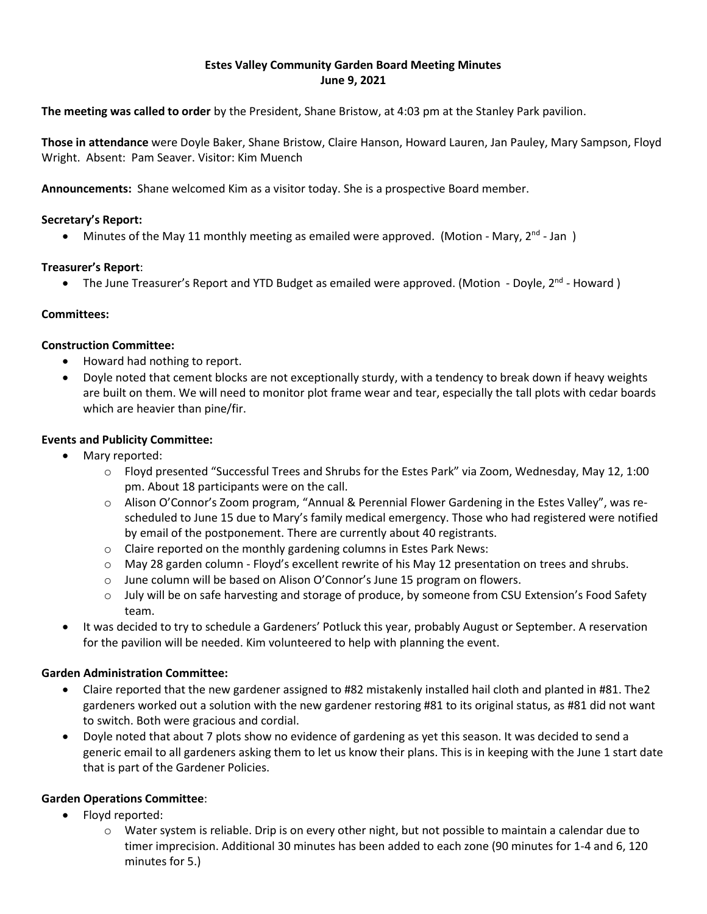**Estes Valley Community Garden Board Meeting Minutes**
**June 9, 2021**

**The meeting was called to order** by the President, Shane Bristow, at 4:03 pm at the Stanley Park pavilion.

**Those in attendance** were Doyle Baker, Shane Bristow, Claire Hanson, Howard Lauren, Jan Pauley, Mary Sampson, Floyd Wright. Absent: Pam Seaver. Visitor: Kim Muench

**Announcements:** Shane welcomed Kim as a visitor today. She is a prospective Board member.

**Secretary's Report:**

- Minutes of the May 11 monthly meeting as emailed were approved. (Motion - Mary, 2nd - Jan )

**Treasurer's Report**:

- The June Treasurer's Report and YTD Budget as emailed were approved. (Motion - Doyle, 2nd - Howard )

**Committees:**

**Construction Committee:**

- Howard had nothing to report.
- Doyle noted that cement blocks are not exceptionally sturdy, with a tendency to break down if heavy weights are built on them. We will need to monitor plot frame wear and tear, especially the tall plots with cedar boards which are heavier than pine/fir.

**Events and Publicity Committee:**

- Mary reported:
  - Floyd presented "Successful Trees and Shrubs for the Estes Park" via Zoom, Wednesday, May 12, 1:00 pm. About 18 participants were on the call.
  - Alison O'Connor's Zoom program, "Annual & Perennial Flower Gardening in the Estes Valley", was re-scheduled to June 15 due to Mary's family medical emergency. Those who had registered were notified by email of the postponement. There are currently about 40 registrants.
  - Claire reported on the monthly gardening columns in Estes Park News:
  - May 28 garden column - Floyd's excellent rewrite of his May 12 presentation on trees and shrubs.
  - June column will be based on Alison O'Connor's June 15 program on flowers.
  - July will be on safe harvesting and storage of produce, by someone from CSU Extension's Food Safety team.
- It was decided to try to schedule a Gardeners' Potluck this year, probably August or September. A reservation for the pavilion will be needed. Kim volunteered to help with planning the event.

**Garden Administration Committee:**

- Claire reported that the new gardener assigned to #82 mistakenly installed hail cloth and planted in #81. The2 gardeners worked out a solution with the new gardener restoring #81 to its original status, as #81 did not want to switch. Both were gracious and cordial.
- Doyle noted that about 7 plots show no evidence of gardening as yet this season. It was decided to send a generic email to all gardeners asking them to let us know their plans. This is in keeping with the June 1 start date that is part of the Gardener Policies.

**Garden Operations Committee**:

- Floyd reported:
  - Water system is reliable. Drip is on every other night, but not possible to maintain a calendar due to timer imprecision. Additional 30 minutes has been added to each zone (90 minutes for 1-4 and 6, 120 minutes for 5.)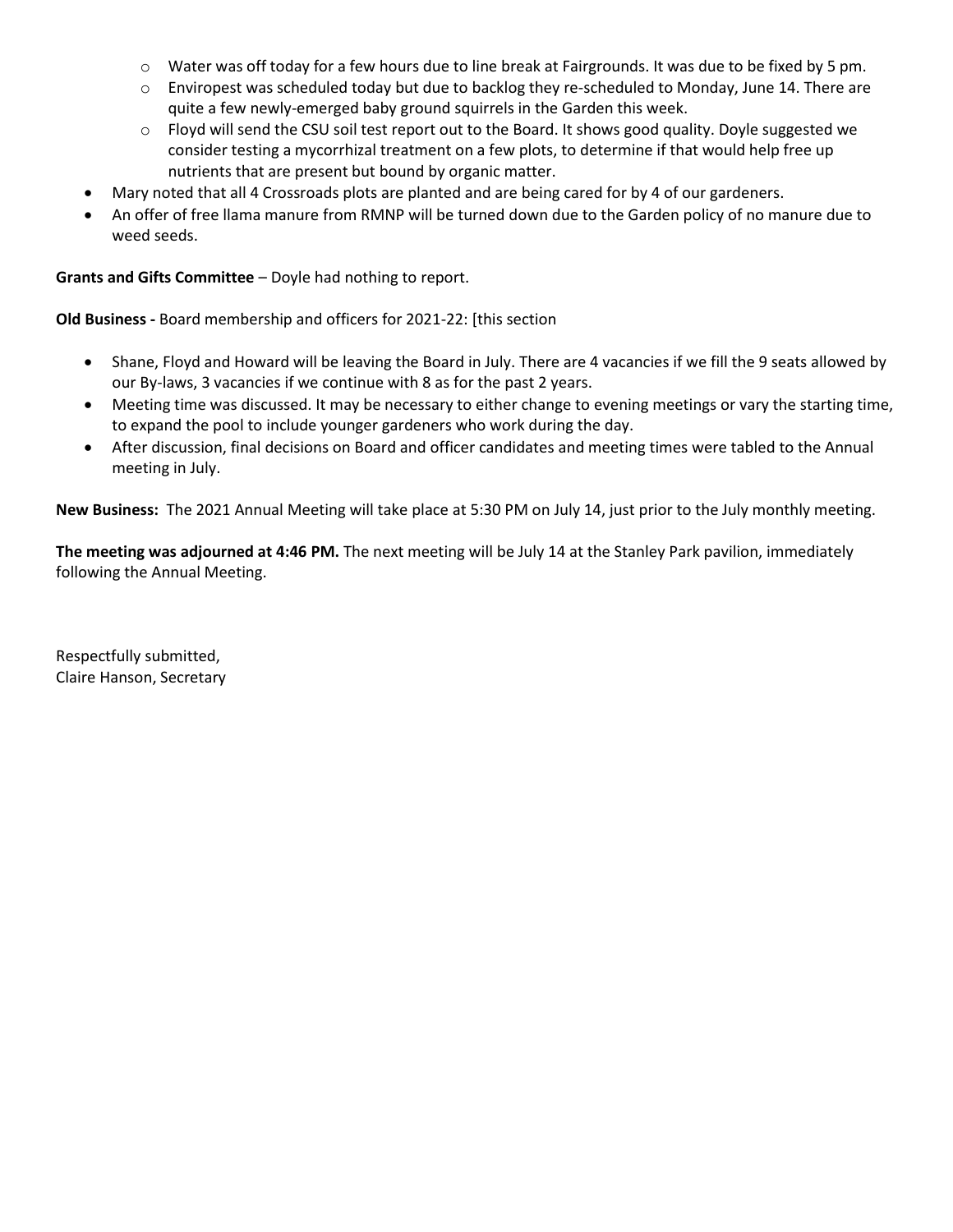- Water was off today for a few hours due to line break at Fairgrounds. It was due to be fixed by 5 pm.
    - Enviropest was scheduled today but due to backlog they re-scheduled to Monday, June 14. There are quite a few newly-emerged baby ground squirrels in the Garden this week.
    - Floyd will send the CSU soil test report out to the Board. It shows good quality. Doyle suggested we consider testing a mycorrhizal treatment on a few plots, to determine if that would help free up nutrients that are present but bound by organic matter.
- Mary noted that all 4 Crossroads plots are planted and are being cared for by 4 of our gardeners.
- An offer of free llama manure from RMNP will be turned down due to the Garden policy of no manure due to weed seeds.

**Grants and Gifts Committee** – Doyle had nothing to report.

**Old Business -** Board membership and officers for 2021-22: [this section

- Shane, Floyd and Howard will be leaving the Board in July. There are 4 vacancies if we fill the 9 seats allowed by our By-laws, 3 vacancies if we continue with 8 as for the past 2 years.
- Meeting time was discussed. It may be necessary to either change to evening meetings or vary the starting time, to expand the pool to include younger gardeners who work during the day.
- After discussion, final decisions on Board and officer candidates and meeting times were tabled to the Annual meeting in July.

**New Business:** The 2021 Annual Meeting will take place at 5:30 PM on July 14, just prior to the July monthly meeting.

**The meeting was adjourned at 4:46 PM.** The next meeting will be July 14 at the Stanley Park pavilion, immediately following the Annual Meeting.

Respectfully submitted,
Claire Hanson, Secretary